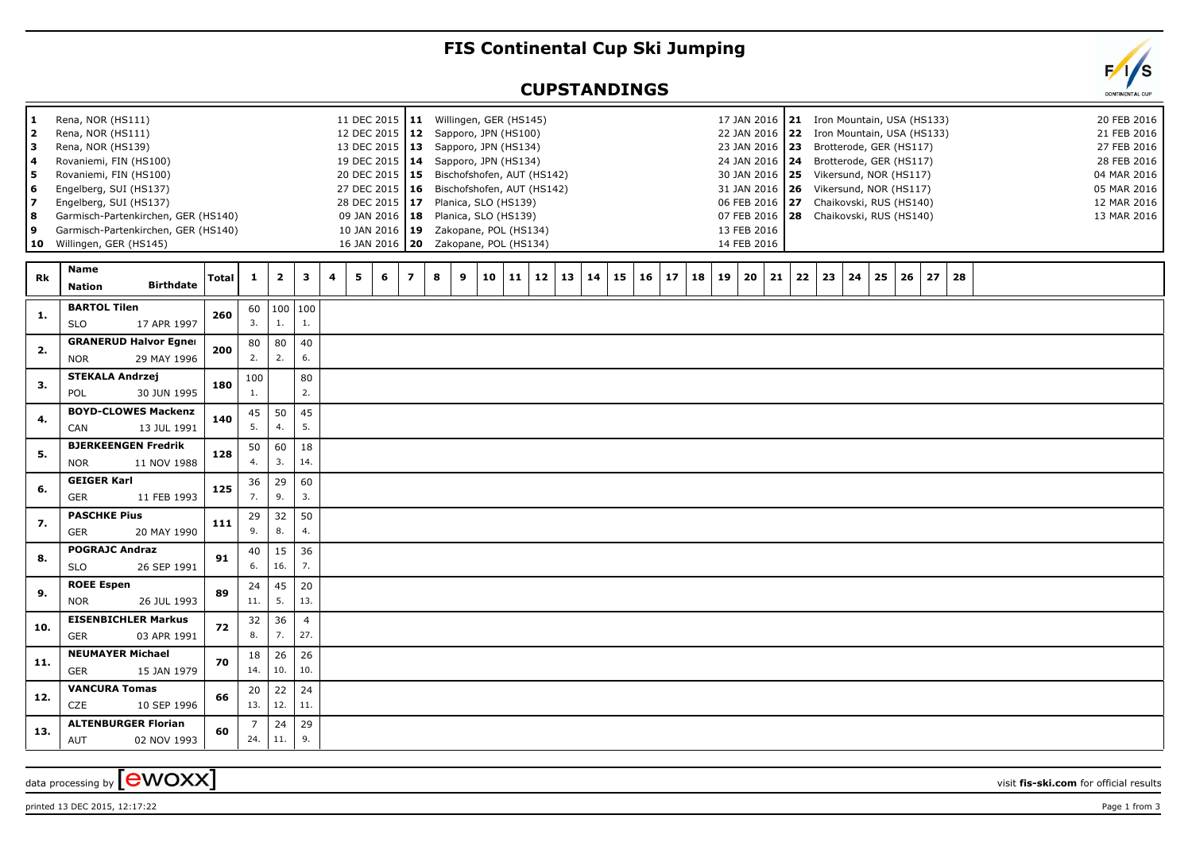# FIS Continental Cup Ski Jumping

## CUPSTANDINGS

| # | Venue | Date | # | Venue | Date | # | Venue | Date |
|---|---|---|---|---|---|---|---|---|
| 1 | Rena, NOR (HS111) | 11 DEC 2015 | 11 | Willingen, GER (HS145) | 17 JAN 2016 | 21 | Iron Mountain, USA (HS133) | 20 FEB 2016 |
| 2 | Rena, NOR (HS111) | 12 DEC 2015 | 12 | Sapporo, JPN (HS100) | 22 JAN 2016 | 22 | Iron Mountain, USA (HS133) | 21 FEB 2016 |
| 3 | Rena, NOR (HS139) | 13 DEC 2015 | 13 | Sapporo, JPN (HS134) | 23 JAN 2016 | 23 | Brotterode, GER (HS117) | 27 FEB 2016 |
| 4 | Rovaniemi, FIN (HS100) | 19 DEC 2015 | 14 | Sapporo, JPN (HS134) | 24 JAN 2016 | 24 | Brotterode, GER (HS117) | 28 FEB 2016 |
| 5 | Rovaniemi, FIN (HS100) | 20 DEC 2015 | 15 | Bischofshofen, AUT (HS142) | 30 JAN 2016 | 25 | Vikersund, NOR (HS117) | 04 MAR 2016 |
| 6 | Engelberg, SUI (HS137) | 27 DEC 2015 | 16 | Bischofshofen, AUT (HS142) | 31 JAN 2016 | 26 | Vikersund, NOR (HS117) | 05 MAR 2016 |
| 7 | Engelberg, SUI (HS137) | 28 DEC 2015 | 17 | Planica, SLO (HS139) | 06 FEB 2016 | 27 | Chaikovski, RUS (HS140) | 12 MAR 2016 |
| 8 | Garmisch-Partenkirchen, GER (HS140) | 09 JAN 2016 | 18 | Planica, SLO (HS139) | 07 FEB 2016 | 28 | Chaikovski, RUS (HS140) | 13 MAR 2016 |
| 9 | Garmisch-Partenkirchen, GER (HS140) | 10 JAN 2016 | 19 | Zakopane, POL (HS134) | 13 FEB 2016 | | | |
| 10 | Willingen, GER (HS145) | 16 JAN 2016 | 20 | Zakopane, POL (HS134) | 14 FEB 2016 | | | |

| Rk | Name / Nation | Birthdate | Total | 1 | 2 | 3 | 4 | 5 | 6 | 7 | 8 | 9 | 10 | 11 | 12 | 13 | 14 | 15 | 16 | 17 | 18 | 19 | 20 | 21 | 22 | 23 | 24 | 25 | 26 | 27 | 28 |
|---|---|---|---|---|---|---|---|---|---|---|---|---|---|---|---|---|---|---|---|---|---|---|---|---|---|---|---|---|---|---|---|
| 1. | **BARTOL Tilen** SLO | 17 APR 1997 | 260 | 60 (3.) | 100 (1.) | 100 (1.) | | | | | | | | | | | | | | | | | | | | | | | | | |
| 2. | **GRANERUD Halvor Egner** NOR | 29 MAY 1996 | 200 | 80 (2.) | 80 (2.) | 40 (6.) | | | | | | | | | | | | | | | | | | | | | | | | | |
| 3. | **STEKALA Andrzej** POL | 30 JUN 1995 | 180 | 100 (1.) | | 80 (2.) | | | | | | | | | | | | | | | | | | | | | | | | | |
| 4. | **BOYD-CLOWES Mackenzie** CAN | 13 JUL 1991 | 140 | 45 (5.) | 50 (4.) | 45 (5.) | | | | | | | | | | | | | | | | | | | | | | | | | |
| 5. | **BJERKEENGEN Fredrik** NOR | 11 NOV 1988 | 128 | 50 (4.) | 60 (3.) | 18 (14.) | | | | | | | | | | | | | | | | | | | | | | | | | |
| 6. | **GEIGER Karl** GER | 11 FEB 1993 | 125 | 36 (7.) | 29 (9.) | 60 (3.) | | | | | | | | | | | | | | | | | | | | | | | | | |
| 7. | **PASCHKE Pius** GER | 20 MAY 1990 | 111 | 29 (9.) | 32 (8.) | 50 (4.) | | | | | | | | | | | | | | | | | | | | | | | | | |
| 8. | **POGRAJC Andraz** SLO | 26 SEP 1991 | 91 | 40 (6.) | 15 (16.) | 36 (7.) | | | | | | | | | | | | | | | | | | | | | | | | | |
| 9. | **ROEE Espen** NOR | 26 JUL 1993 | 89 | 24 (11.) | 45 (5.) | 20 (13.) | | | | | | | | | | | | | | | | | | | | | | | | | |
| 10. | **EISENBICHLER Markus** GER | 03 APR 1991 | 72 | 32 (8.) | 36 (7.) | 4 (27.) | | | | | | | | | | | | | | | | | | | | | | | | | |
| 11. | **NEUMAYER Michael** GER | 15 JAN 1979 | 70 | 18 (14.) | 26 (10.) | 26 (10.) | | | | | | | | | | | | | | | | | | | | | | | | | |
| 12. | **VANCURA Tomas** CZE | 10 SEP 1996 | 66 | 20 (13.) | 22 (12.) | 24 (11.) | | | | | | | | | | | | | | | | | | | | | | | | | |
| 13. | **ALTENBURGER Florian** AUT | 02 NOV 1993 | 60 | 7 (24.) | 24 (11.) | 29 (9.) | | | | | | | | | | | | | | | | | | | | | | | | | |

data processing by [ewoxx] visit fis-ski.com for official results

printed 13 DEC 2015, 12:17:22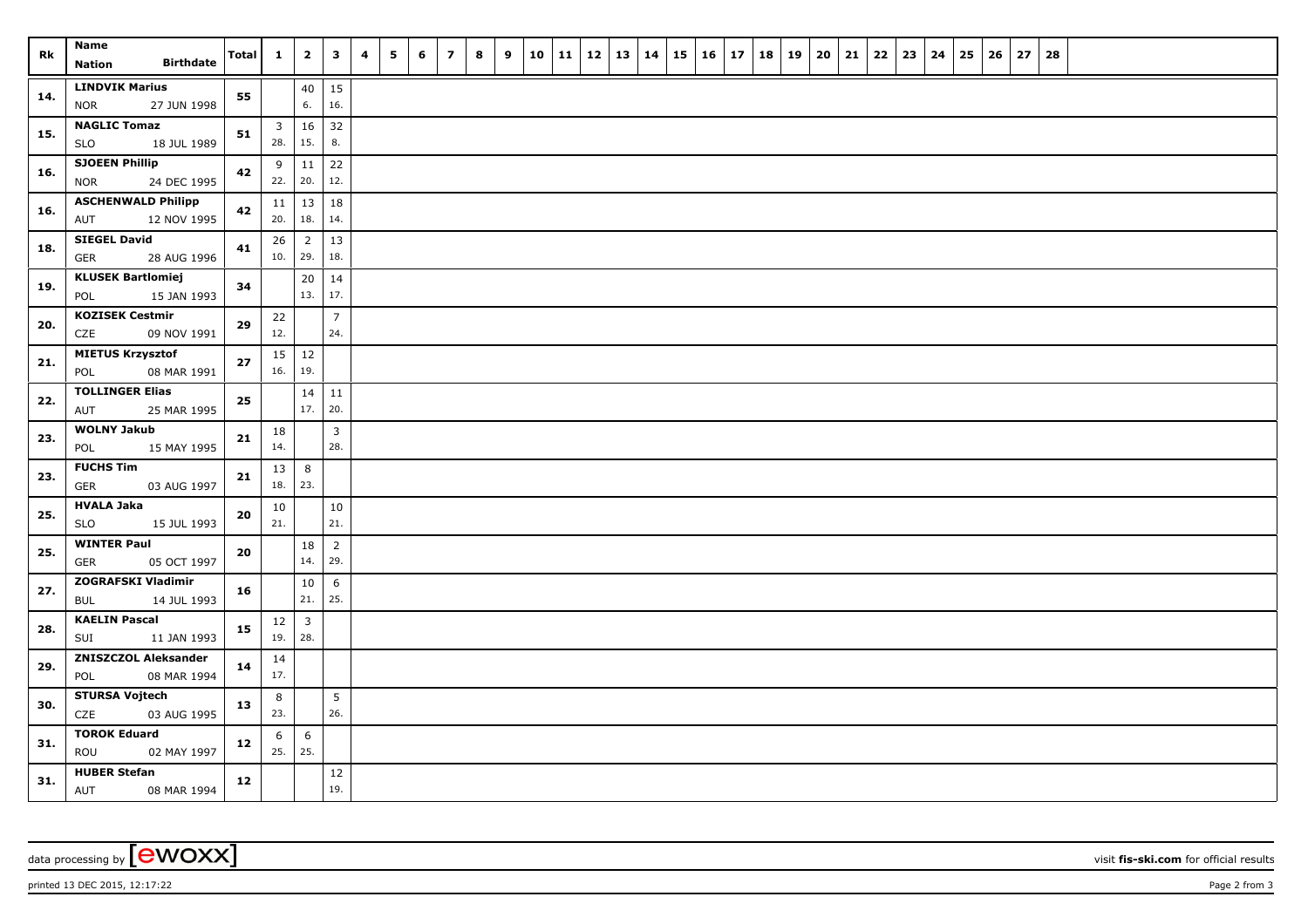| Rk | Name Nation Birthdate | Total | 1 | 2 | 3 | 4 | 5 | 6 | 7 | 8 | 9 | 10 | 11 | 12 | 13 | 14 | 15 | 16 | 17 | 18 | 19 | 20 | 21 | 22 | 23 | 24 | 25 | 26 | 27 | 28 |
|---|---|---|---|---|---|---|---|---|---|---|---|---|---|---|---|---|---|---|---|---|---|---|---|---|---|---|---|---|---|---|
| 14. | **LINDVIK Marius** NOR 27 JUN 1998 | **55** | | 40 6. | 15 16. | | | | | | | | | | | | | | | | | | | | | | | | | |
| 15. | **NAGLIC Tomaz** SLO 18 JUL 1989 | **51** | 3 28. | 16 15. | 32 8. | | | | | | | | | | | | | | | | | | | | | | | | | |
| 16. | **SJOEEN Phillip** NOR 24 DEC 1995 | **42** | 9 22. | 11 20. | 22 12. | | | | | | | | | | | | | | | | | | | | | | | | | |
| 16. | **ASCHENWALD Philipp** AUT 12 NOV 1995 | **42** | 11 20. | 13 18. | 18 14. | | | | | | | | | | | | | | | | | | | | | | | | | |
| 18. | **SIEGEL David** GER 28 AUG 1996 | **41** | 26 10. | 2 29. | 13 18. | | | | | | | | | | | | | | | | | | | | | | | | | |
| 19. | **KLUSEK Bartlomiej** POL 15 JAN 1993 | **34** | | 20 13. | 14 17. | | | | | | | | | | | | | | | | | | | | | | | | | |
| 20. | **KOZISEK Cestmir** CZE 09 NOV 1991 | **29** | 22 12. | | 7 24. | | | | | | | | | | | | | | | | | | | | | | | | | |
| 21. | **MIETUS Krzysztof** POL 08 MAR 1991 | **27** | 15 16. | 12 19. | | | | | | | | | | | | | | | | | | | | | | | | | | |
| 22. | **TOLLINGER Elias** AUT 25 MAR 1995 | **25** | | 14 17. | 11 20. | | | | | | | | | | | | | | | | | | | | | | | | | |
| 23. | **WOLNY Jakub** POL 15 MAY 1995 | **21** | 18 14. | | 3 28. | | | | | | | | | | | | | | | | | | | | | | | | | |
| 23. | **FUCHS Tim** GER 03 AUG 1997 | **21** | 13 18. | 8 23. | | | | | | | | | | | | | | | | | | | | | | | | | | |
| 25. | **HVALA Jaka** SLO 15 JUL 1993 | **20** | 10 21. | | 10 21. | | | | | | | | | | | | | | | | | | | | | | | | | |
| 25. | **WINTER Paul** GER 05 OCT 1997 | **20** | | 18 14. | 2 29. | | | | | | | | | | | | | | | | | | | | | | | | | |
| 27. | **ZOGRAFSKI Vladimir** BUL 14 JUL 1993 | **16** | | 10 21. | 6 25. | | | | | | | | | | | | | | | | | | | | | | | | | |
| 28. | **KAELIN Pascal** SUI 11 JAN 1993 | **15** | 12 19. | 3 28. | | | | | | | | | | | | | | | | | | | | | | | | | | |
| 29. | **ZNISZCZOL Aleksander** POL 08 MAR 1994 | **14** | 14 17. | | | | | | | | | | | | | | | | | | | | | | | | | | | |
| 30. | **STURSA Vojtech** CZE 03 AUG 1995 | **13** | 8 23. | | 5 26. | | | | | | | | | | | | | | | | | | | | | | | | | |
| 31. | **TOROK Eduard** ROU 02 MAY 1997 | **12** | 6 25. | 6 25. | | | | | | | | | | | | | | | | | | | | | | | | | | |
| 31. | **HUBER Stefan** AUT 08 MAR 1994 | **12** | | | 12 19. | | | | | | | | | | | | | | | | | | | | | | | | | |

data processing by [ewoxx] visit **fis-ski.com** for official results

printed 13 DEC 2015, 12:17:22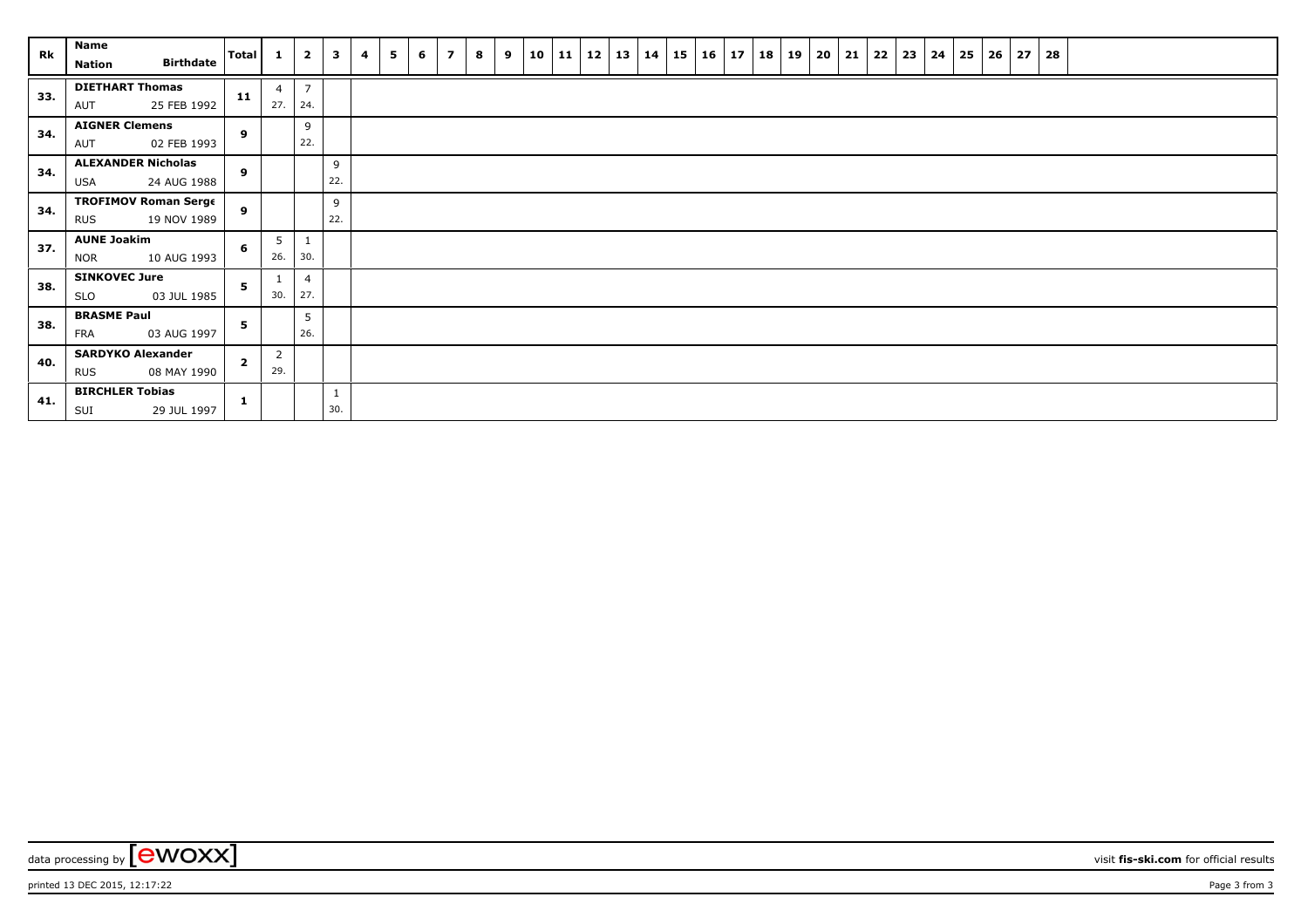| Rk | Name<br>Nation Birthdate | Total | 1 | 2 | 3 | 4 | 5 | 6 | 7 | 8 | 9 | 10 | 11 | 12 | 13 | 14 | 15 | 16 | 17 | 18 | 19 | 20 | 21 | 22 | 23 | 24 | 25 | 26 | 27 | 28 |
|---|---|---|---|---|---|---|---|---|---|---|---|---|---|---|---|---|---|---|---|---|---|---|---|---|---|---|---|---|---|---|
| 33. | **DIETHART Thomas**<br>AUT 25 FEB 1992 | **11** | 4<br>27. | 7<br>24. | | | | | | | | | | | | | | | | | | | | | | | | | | |
| 34. | **AIGNER Clemens**<br>AUT 02 FEB 1993 | **9** | | 9<br>22. | | | | | | | | | | | | | | | | | | | | | | | | | | |
| 34. | **ALEXANDER Nicholas**<br>USA 24 AUG 1988 | **9** | | | 9<br>22. | | | | | | | | | | | | | | | | | | | | | | | | | |
| 34. | **TROFIMOV Roman Serge**<br>RUS 19 NOV 1989 | **9** | | | 9<br>22. | | | | | | | | | | | | | | | | | | | | | | | | | |
| 37. | **AUNE Joakim**<br>NOR 10 AUG 1993 | **6** | 5<br>26. | 1<br>30. | | | | | | | | | | | | | | | | | | | | | | | | | | |
| 38. | **SINKOVEC Jure**<br>SLO 03 JUL 1985 | **5** | 1<br>30. | 4<br>27. | | | | | | | | | | | | | | | | | | | | | | | | | | |
| 38. | **BRASME Paul**<br>FRA 03 AUG 1997 | **5** | | 5<br>26. | | | | | | | | | | | | | | | | | | | | | | | | | | |
| 40. | **SARDYKO Alexander**<br>RUS 08 MAY 1990 | **2** | 2<br>29. | | | | | | | | | | | | | | | | | | | | | | | | | | | |
| 41. | **BIRCHLER Tobias**<br>SUI 29 JUL 1997 | **1** | | | 1<br>30. | | | | | | | | | | | | | | | | | | | | | | | | | |

data processing by [ewoxx]

visit **fis-ski.com** for official results

printed 13 DEC 2015, 12:17:22